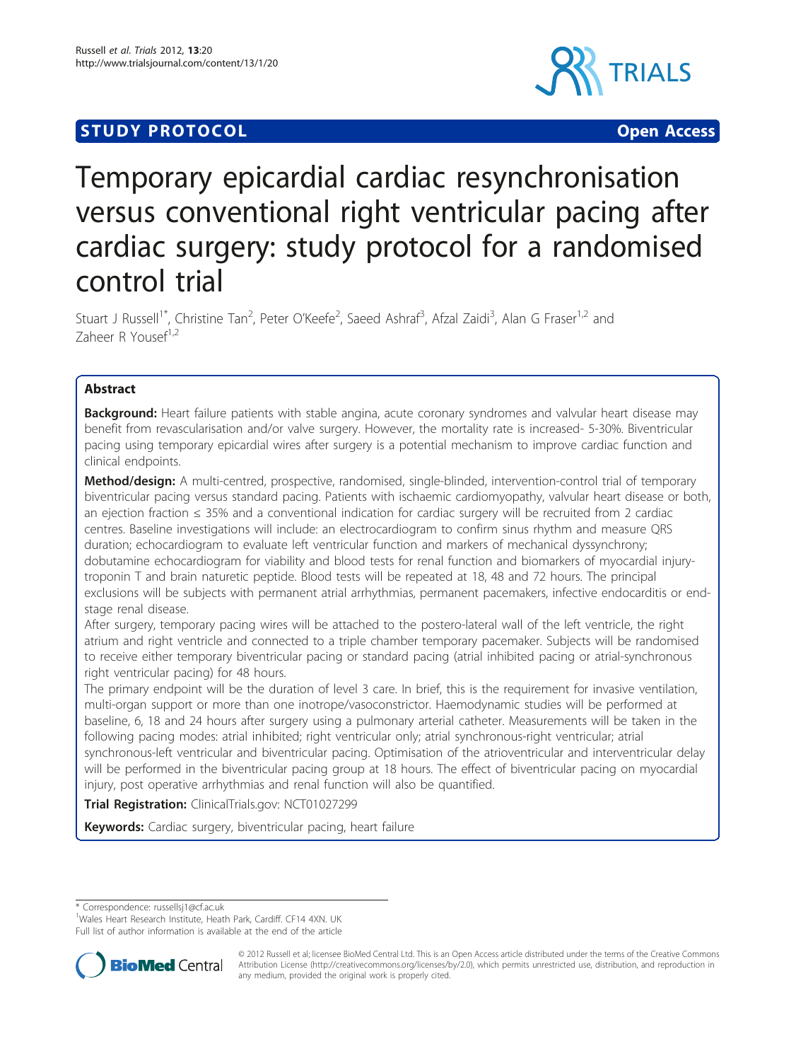**STUDY PROTOCOL** **Open Access**

# Temporary epicardial cardiac resynchronisation versus conventional right ventricular pacing after cardiac surgery: study protocol for a randomised control trial

Stuart J Russell[1*], Christine Tan[2], Peter O'Keefe[2], Saeed Ashraf[3], Afzal Zaidi[3], Alan G Fraser[1,2] and Zaheer R Yousef[1,2]

## Abstract

**Background:** Heart failure patients with stable angina, acute coronary syndromes and valvular heart disease may benefit from revascularisation and/or valve surgery. However, the mortality rate is increased- 5-30%. Biventricular pacing using temporary epicardial wires after surgery is a potential mechanism to improve cardiac function and clinical endpoints.

**Method/design:** A multi-centred, prospective, randomised, single-blinded, intervention-control trial of temporary biventricular pacing versus standard pacing. Patients with ischaemic cardiomyopathy, valvular heart disease or both, an ejection fraction ≤ 35% and a conventional indication for cardiac surgery will be recruited from 2 cardiac centres. Baseline investigations will include: an electrocardiogram to confirm sinus rhythm and measure QRS duration; echocardiogram to evaluate left ventricular function and markers of mechanical dyssynchrony; dobutamine echocardiogram for viability and blood tests for renal function and biomarkers of myocardial injury-troponin T and brain naturetic peptide. Blood tests will be repeated at 18, 48 and 72 hours. The principal exclusions will be subjects with permanent atrial arrhythmias, permanent pacemakers, infective endocarditis or end-stage renal disease.

After surgery, temporary pacing wires will be attached to the postero-lateral wall of the left ventricle, the right atrium and right ventricle and connected to a triple chamber temporary pacemaker. Subjects will be randomised to receive either temporary biventricular pacing or standard pacing (atrial inhibited pacing or atrial-synchronous right ventricular pacing) for 48 hours.

The primary endpoint will be the duration of level 3 care. In brief, this is the requirement for invasive ventilation, multi-organ support or more than one inotrope/vasoconstrictor. Haemodynamic studies will be performed at baseline, 6, 18 and 24 hours after surgery using a pulmonary arterial catheter. Measurements will be taken in the following pacing modes: atrial inhibited; right ventricular only; atrial synchronous-right ventricular; atrial synchronous-left ventricular and biventricular pacing. Optimisation of the atrioventricular and interventricular delay will be performed in the biventricular pacing group at 18 hours. The effect of biventricular pacing on myocardial injury, post operative arrhythmias and renal function will also be quantified.

**Trial Registration:** ClinicalTrials.gov: NCT01027299

**Keywords:** Cardiac surgery, biventricular pacing, heart failure

* Correspondence: russellsj1@cf.ac.uk

[1]Wales Heart Research Institute, Heath Park, Cardiff. CF14 4XN. UK

Full list of author information is available at the end of the article

© 2012 Russell et al; licensee BioMed Central Ltd. This is an Open Access article distributed under the terms of the Creative Commons Attribution License (http://creativecommons.org/licenses/by/2.0), which permits unrestricted use, distribution, and reproduction in any medium, provided the original work is properly cited.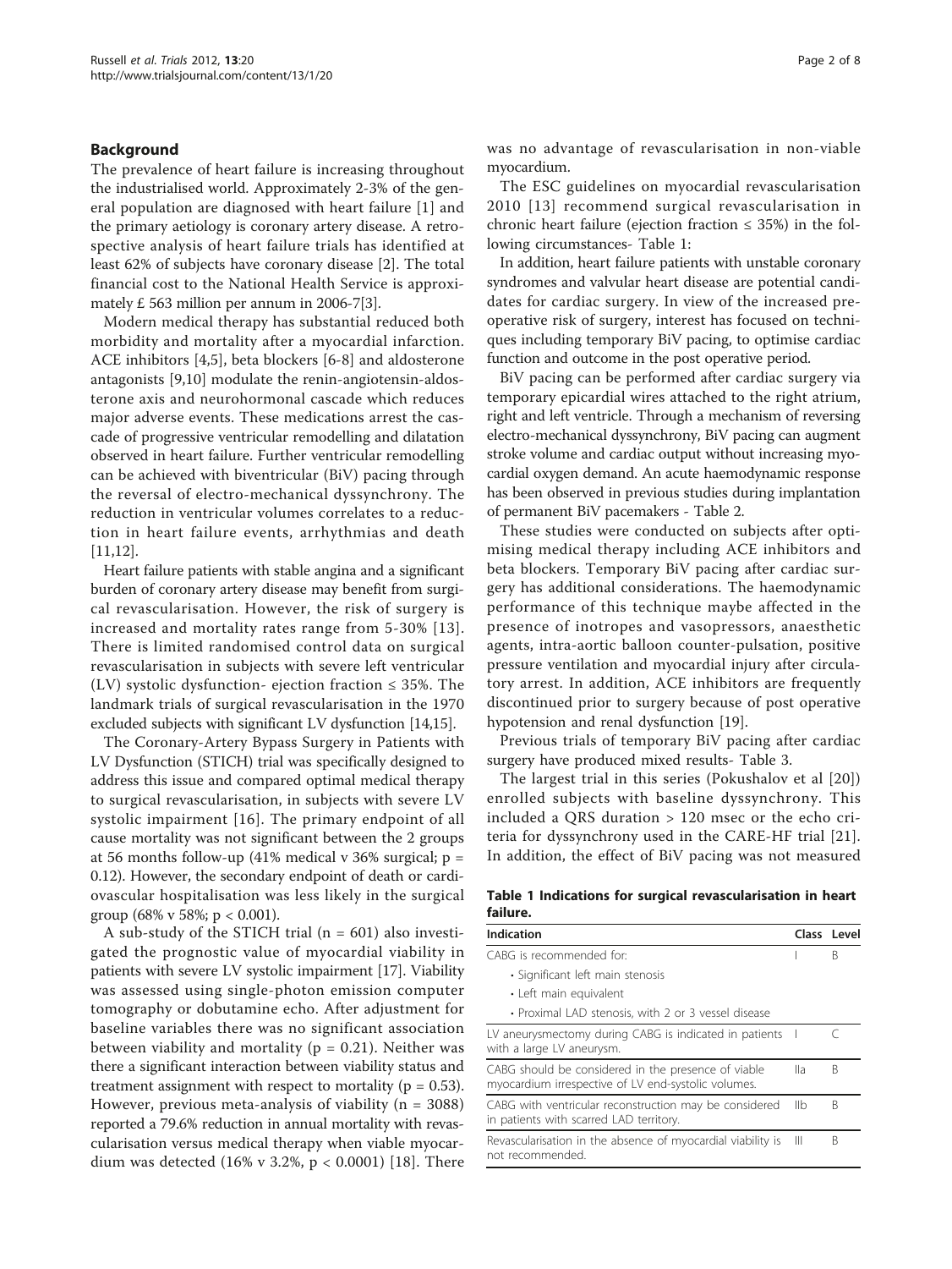## Background

The prevalence of heart failure is increasing throughout the industrialised world. Approximately 2-3% of the general population are diagnosed with heart failure [1] and the primary aetiology is coronary artery disease. A retrospective analysis of heart failure trials has identified at least 62% of subjects have coronary disease [2]. The total financial cost to the National Health Service is approximately £ 563 million per annum in 2006-7[3].

Modern medical therapy has substantial reduced both morbidity and mortality after a myocardial infarction. ACE inhibitors [4,5], beta blockers [6-8] and aldosterone antagonists [9,10] modulate the renin-angiotensin-aldosterone axis and neurohormonal cascade which reduces major adverse events. These medications arrest the cascade of progressive ventricular remodelling and dilatation observed in heart failure. Further ventricular remodelling can be achieved with biventricular (BiV) pacing through the reversal of electro-mechanical dyssynchrony. The reduction in ventricular volumes correlates to a reduction in heart failure events, arrhythmias and death [11,12].

Heart failure patients with stable angina and a significant burden of coronary artery disease may benefit from surgical revascularisation. However, the risk of surgery is increased and mortality rates range from 5-30% [13]. There is limited randomised control data on surgical revascularisation in subjects with severe left ventricular (LV) systolic dysfunction- ejection fraction ≤ 35%. The landmark trials of surgical revascularisation in the 1970 excluded subjects with significant LV dysfunction [14,15].

The Coronary-Artery Bypass Surgery in Patients with LV Dysfunction (STICH) trial was specifically designed to address this issue and compared optimal medical therapy to surgical revascularisation, in subjects with severe LV systolic impairment [16]. The primary endpoint of all cause mortality was not significant between the 2 groups at 56 months follow-up (41% medical v 36% surgical; $p = 0.12$). However, the secondary endpoint of death or cardiovascular hospitalisation was less likely in the surgical group (68% v 58%; $p < 0.001$).

A sub-study of the STICH trial ($n = 601$) also investigated the prognostic value of myocardial viability in patients with severe LV systolic impairment [17]. Viability was assessed using single-photon emission computer tomography or dobutamine echo. After adjustment for baseline variables there was no significant association between viability and mortality ($p = 0.21$). Neither was there a significant interaction between viability status and treatment assignment with respect to mortality ($p = 0.53$). However, previous meta-analysis of viability ($n = 3088$) reported a 79.6% reduction in annual mortality with revascularisation versus medical therapy when viable myocardium was detected (16% v 3.2%, $p < 0.0001$) [18]. There was no advantage of revascularisation in non-viable myocardium.

The ESC guidelines on myocardial revascularisation 2010 [13] recommend surgical revascularisation in chronic heart failure (ejection fraction ≤ 35%) in the following circumstances- Table 1:

In addition, heart failure patients with unstable coronary syndromes and valvular heart disease are potential candidates for cardiac surgery. In view of the increased preoperative risk of surgery, interest has focused on techniques including temporary BiV pacing, to optimise cardiac function and outcome in the post operative period.

BiV pacing can be performed after cardiac surgery via temporary epicardial wires attached to the right atrium, right and left ventricle. Through a mechanism of reversing electro-mechanical dyssynchrony, BiV pacing can augment stroke volume and cardiac output without increasing myocardial oxygen demand. An acute haemodynamic response has been observed in previous studies during implantation of permanent BiV pacemakers - Table 2.

These studies were conducted on subjects after optimising medical therapy including ACE inhibitors and beta blockers. Temporary BiV pacing after cardiac surgery has additional considerations. The haemodynamic performance of this technique maybe affected in the presence of inotropes and vasopressors, anaesthetic agents, intra-aortic balloon counter-pulsation, positive pressure ventilation and myocardial injury after circulatory arrest. In addition, ACE inhibitors are frequently discontinued prior to surgery because of post operative hypotension and renal dysfunction [19].

Previous trials of temporary BiV pacing after cardiac surgery have produced mixed results- Table 3.

The largest trial in this series (Pokushalov et al [20]) enrolled subjects with baseline dyssynchrony. This included a QRS duration > 120 msec or the echo criteria for dyssynchrony used in the CARE-HF trial [21]. In addition, the effect of BiV pacing was not measured

**Table 1 Indications for surgical revascularisation in heart failure.**

| Indication | Class | Level |
|---|---|---|
| CABG is recommended for:<br>• Significant left main stenosis<br>• Left main equivalent<br>• Proximal LAD stenosis, with 2 or 3 vessel disease | I | B |
| LV aneurysmectomy during CABG is indicated in patients with a large LV aneurysm. | I | C |
| CABG should be considered in the presence of viable myocardium irrespective of LV end-systolic volumes. | IIa | B |
| CABG with ventricular reconstruction may be considered in patients with scarred LAD territory. | IIb | B |
| Revascularisation in the absence of myocardial viability is not recommended. | III | B |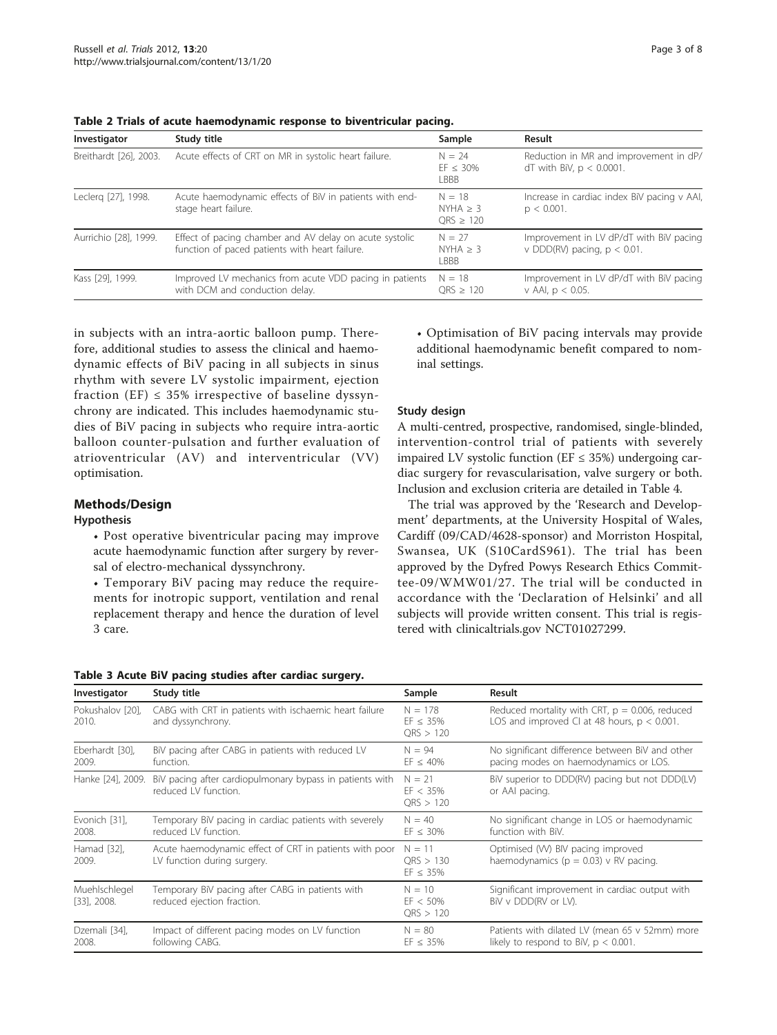**Table 2 Trials of acute haemodynamic response to biventricular pacing.**

| Investigator | Study title | Sample | Result |
|---|---|---|---|
| Breithardt [26], 2003. | Acute effects of CRT on MR in systolic heart failure. | N = 24<br>EF ≤ 30%<br>LBBB | Reduction in MR and improvement in dP/dT with BiV, $p < 0.0001$. |
| Leclerq [27], 1998. | Acute haemodynamic effects of BiV in patients with end-stage heart failure. | N = 18<br>NYHA ≥ 3<br>QRS ≥ 120 | Increase in cardiac index BiV pacing v AAI, $p < 0.001$. |
| Aurrichio [28], 1999. | Effect of pacing chamber and AV delay on acute systolic function of paced patients with heart failure. | N = 27<br>NYHA ≥ 3<br>LBBB | Improvement in LV dP/dT with BiV pacing v DDD(RV) pacing, $p < 0.01$. |
| Kass [29], 1999. | Improved LV mechanics from acute VDD pacing in patients with DCM and conduction delay. | N = 18<br>QRS ≥ 120 | Improvement in LV dP/dT with BiV pacing v AAI, $p < 0.05$. |

in subjects with an intra-aortic balloon pump. Therefore, additional studies to assess the clinical and haemodynamic effects of BiV pacing in all subjects in sinus rhythm with severe LV systolic impairment, ejection fraction (EF) ≤ 35% irrespective of baseline dyssynchrony are indicated. This includes haemodynamic studies of BiV pacing in subjects who require intra-aortic balloon counter-pulsation and further evaluation of atrioventricular (AV) and interventricular (VV) optimisation.

## Methods/Design

### Hypothesis

- Post operative biventricular pacing may improve acute haemodynamic function after surgery by reversal of electro-mechanical dyssynchrony.
- Temporary BiV pacing may reduce the requirements for inotropic support, ventilation and renal replacement therapy and hence the duration of level 3 care.
- Optimisation of BiV pacing intervals may provide additional haemodynamic benefit compared to nominal settings.

### Study design

A multi-centred, prospective, randomised, single-blinded, intervention-control trial of patients with severely impaired LV systolic function (EF ≤ 35%) undergoing cardiac surgery for revascularisation, valve surgery or both. Inclusion and exclusion criteria are detailed in Table 4.

The trial was approved by the 'Research and Development' departments, at the University Hospital of Wales, Cardiff (09/CAD/4628-sponsor) and Morriston Hospital, Swansea, UK (S10CardS961). The trial has been approved by the Dyfred Powys Research Ethics Committee-09/WMW01/27. The trial will be conducted in accordance with the 'Declaration of Helsinki' and all subjects will provide written consent. This trial is registered with clinicaltrials.gov NCT01027299.

**Table 3 Acute BiV pacing studies after cardiac surgery.**

| Investigator | Study title | Sample | Result |
|---|---|---|---|
| Pokushalov [20], 2010. | CABG with CRT in patients with ischaemic heart failure and dyssynchrony. | N = 178<br>EF ≤ 35%<br>QRS > 120 | Reduced mortality with CRT, $p = 0.006$, reduced LOS and improved CI at 48 hours, $p < 0.001$. |
| Eberhardt [30], 2009. | BiV pacing after CABG in patients with reduced LV function. | N = 94<br>EF ≤ 40% | No significant difference between BiV and other pacing modes on haemodynamics or LOS. |
| Hanke [24], 2009. | BiV pacing after cardiopulmonary bypass in patients with reduced LV function. | N = 21<br>EF < 35%<br>QRS > 120 | BiV superior to DDD(RV) pacing but not DDD(LV) or AAI pacing. |
| Evonich [31], 2008. | Temporary BiV pacing in cardiac patients with severely reduced LV function. | N = 40<br>EF ≤ 30% | No significant change in LOS or haemodynamic function with BiV. |
| Hamad [32], 2009. | Acute haemodynamic effect of CRT in patients with poor LV function during surgery. | N = 11<br>QRS > 130<br>EF ≤ 35% | Optimised (VV) BiV pacing improved haemodynamics ($p = 0.03$) v RV pacing. |
| Muehlschlegel [33], 2008. | Temporary BiV pacing after CABG in patients with reduced ejection fraction. | N = 10<br>EF < 50%<br>QRS > 120 | Significant improvement in cardiac output with BiV v DDD(RV or LV). |
| Dzemali [34], 2008. | Impact of different pacing modes on LV function following CABG. | N = 80<br>EF ≤ 35% | Patients with dilated LV (mean 65 v 52mm) more likely to respond to BiV, $p < 0.001$. |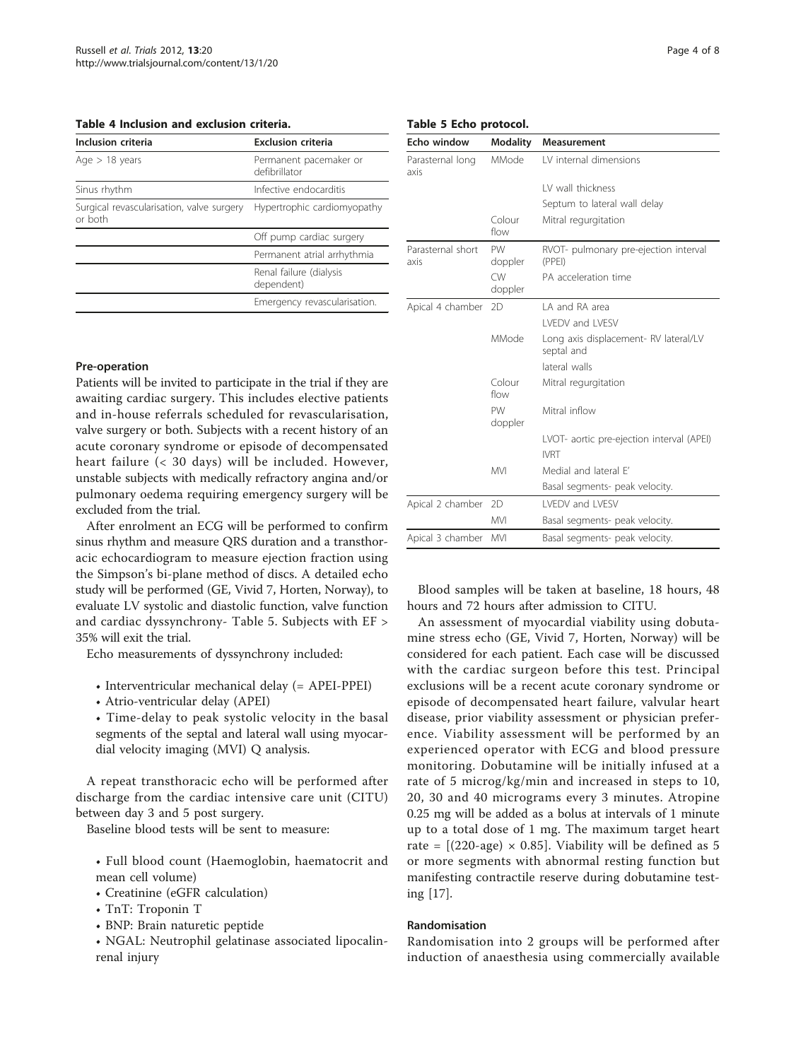**Table 4 Inclusion and exclusion criteria.**

| Inclusion criteria | Exclusion criteria |
| --- | --- |
| Age > 18 years | Permanent pacemaker or defibrillator |
| Sinus rhythm | Infective endocarditis |
| Surgical revascularisation, valve surgery or both | Hypertrophic cardiomyopathy |
| | Off pump cardiac surgery |
| | Permanent atrial arrhythmia |
| | Renal failure (dialysis dependent) |
| | Emergency revascularisation. |

**Table 5 Echo protocol.**

| Echo window | Modality | Measurement |
| --- | --- | --- |
| Parasternal long axis | MMode | LV internal dimensions |
| | | LV wall thickness |
| | | Septum to lateral wall delay |
| | Colour flow | Mitral regurgitation |
| Parasternal short axis | PW doppler | RVOT- pulmonary pre-ejection interval (PPEI) |
| | CW doppler | PA acceleration time |
| Apical 4 chamber | 2D | LA and RA area |
| | | LVEDV and LVESV |
| | MMode | Long axis displacement- RV lateral/LV septal and |
| | | lateral walls |
| | Colour flow | Mitral regurgitation |
| | PW doppler | Mitral inflow |
| | | LVOT- aortic pre-ejection interval (APEI) |
| | | IVRT |
| | MVI | Medial and lateral E' |
| | | Basal segments- peak velocity. |
| Apical 2 chamber | 2D | LVEDV and LVESV |
| | MVI | Basal segments- peak velocity. |
| Apical 3 chamber | MVI | Basal segments- peak velocity. |

### Pre-operation

Patients will be invited to participate in the trial if they are awaiting cardiac surgery. This includes elective patients and in-house referrals scheduled for revascularisation, valve surgery or both. Subjects with a recent history of an acute coronary syndrome or episode of decompensated heart failure (< 30 days) will be included. However, unstable subjects with medically refractory angina and/or pulmonary oedema requiring emergency surgery will be excluded from the trial.

After enrolment an ECG will be performed to confirm sinus rhythm and measure QRS duration and a transthoracic echocardiogram to measure ejection fraction using the Simpson's bi-plane method of discs. A detailed echo study will be performed (GE, Vivid 7, Horten, Norway), to evaluate LV systolic and diastolic function, valve function and cardiac dyssynchrony- Table 5. Subjects with EF > 35% will exit the trial.

Echo measurements of dyssynchrony included:

- Interventricular mechanical delay (= APEI-PPEI)
- Atrio-ventricular delay (APEI)
- Time-delay to peak systolic velocity in the basal segments of the septal and lateral wall using myocardial velocity imaging (MVI) Q analysis.

A repeat transthoracic echo will be performed after discharge from the cardiac intensive care unit (CITU) between day 3 and 5 post surgery.

Baseline blood tests will be sent to measure:

- Full blood count (Haemoglobin, haematocrit and mean cell volume)
- Creatinine (eGFR calculation)
- TnT: Troponin T
- BNP: Brain naturetic peptide
- NGAL: Neutrophil gelatinase associated lipocalin-renal injury

Blood samples will be taken at baseline, 18 hours, 48 hours and 72 hours after admission to CITU.

An assessment of myocardial viability using dobutamine stress echo (GE, Vivid 7, Horten, Norway) will be considered for each patient. Each case will be discussed with the cardiac surgeon before this test. Principal exclusions will be a recent acute coronary syndrome or episode of decompensated heart failure, valvular heart disease, prior viability assessment or physician preference. Viability assessment will be performed by an experienced operator with ECG and blood pressure monitoring. Dobutamine will be initially infused at a rate of 5 microg/kg/min and increased in steps to 10, 20, 30 and 40 micrograms every 3 minutes. Atropine 0.25 mg will be added as a bolus at intervals of 1 minute up to a total dose of 1 mg. The maximum target heart rate = $[(220\text{-age}) \times 0.85]$. Viability will be defined as 5 or more segments with abnormal resting function but manifesting contractile reserve during dobutamine testing [17].

### Randomisation

Randomisation into 2 groups will be performed after induction of anaesthesia using commercially available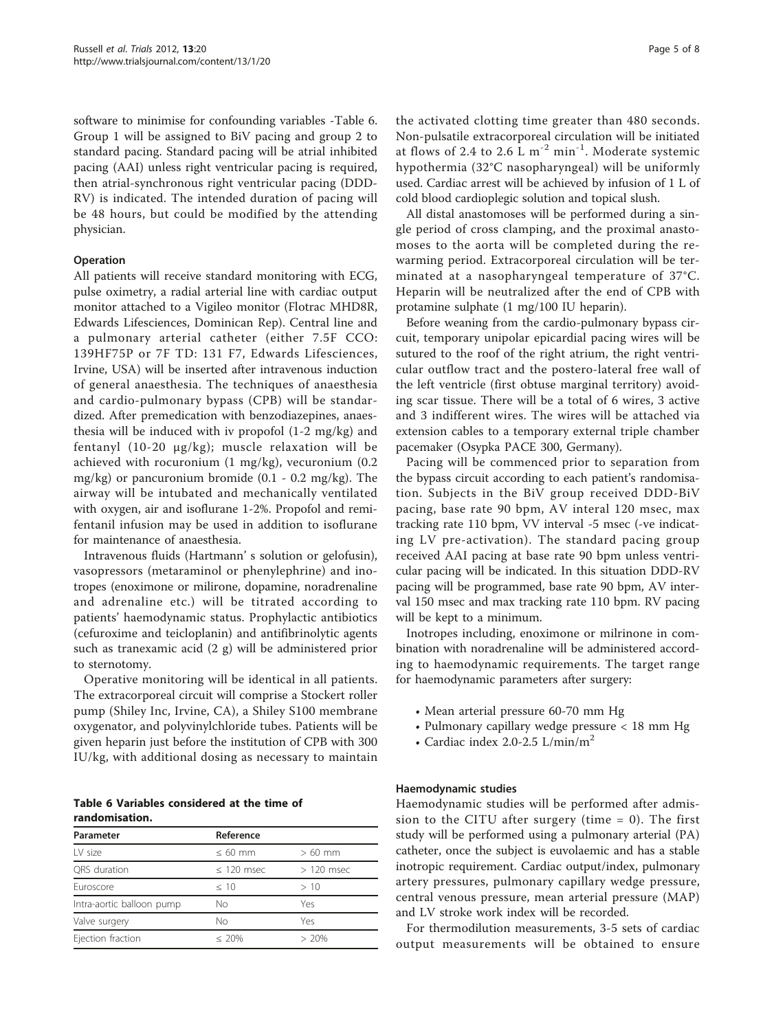software to minimise for confounding variables -Table 6. Group 1 will be assigned to BiV pacing and group 2 to standard pacing. Standard pacing will be atrial inhibited pacing (AAI) unless right ventricular pacing is required, then atrial-synchronous right ventricular pacing (DDD-RV) is indicated. The intended duration of pacing will be 48 hours, but could be modified by the attending physician.

### Operation

All patients will receive standard monitoring with ECG, pulse oximetry, a radial arterial line with cardiac output monitor attached to a Vigileo monitor (Flotrac MHD8R, Edwards Lifesciences, Dominican Rep). Central line and a pulmonary arterial catheter (either 7.5F CCO: 139HF75P or 7F TD: 131 F7, Edwards Lifesciences, Irvine, USA) will be inserted after intravenous induction of general anaesthesia. The techniques of anaesthesia and cardio-pulmonary bypass (CPB) will be standardized. After premedication with benzodiazepines, anaesthesia will be induced with iv propofol (1-2 mg/kg) and fentanyl (10-20 μg/kg); muscle relaxation will be achieved with rocuronium (1 mg/kg), vecuronium (0.2 mg/kg) or pancuronium bromide (0.1 - 0.2 mg/kg). The airway will be intubated and mechanically ventilated with oxygen, air and isoflurane 1-2%. Propofol and remifentanil infusion may be used in addition to isoflurane for maintenance of anaesthesia.

Intravenous fluids (Hartmann' s solution or gelofusin), vasopressors (metaraminol or phenylephrine) and inotropes (enoximone or milirone, dopamine, noradrenaline and adrenaline etc.) will be titrated according to patients' haemodynamic status. Prophylactic antibiotics (cefuroxime and teicloplanin) and antifibrinolytic agents such as tranexamic acid (2 g) will be administered prior to sternotomy.

Operative monitoring will be identical in all patients. The extracorporeal circuit will comprise a Stockert roller pump (Shiley Inc, Irvine, CA), a Shiley S100 membrane oxygenator, and polyvinylchloride tubes. Patients will be given heparin just before the institution of CPB with 300 IU/kg, with additional dosing as necessary to maintain the activated clotting time greater than 480 seconds. Non-pulsatile extracorporeal circulation will be initiated at flows of 2.4 to 2.6 L $m^{-2}$ $min^{-1}$. Moderate systemic hypothermia (32°C nasopharyngeal) will be uniformly used. Cardiac arrest will be achieved by infusion of 1 L of cold blood cardioplegic solution and topical slush.

All distal anastomoses will be performed during a single period of cross clamping, and the proximal anastomoses to the aorta will be completed during the re-warming period. Extracorporeal circulation will be terminated at a nasopharyngeal temperature of 37°C. Heparin will be neutralized after the end of CPB with protamine sulphate (1 mg/100 IU heparin).

Before weaning from the cardio-pulmonary bypass circuit, temporary unipolar epicardial pacing wires will be sutured to the roof of the right atrium, the right ventricular outflow tract and the postero-lateral free wall of the left ventricle (first obtuse marginal territory) avoiding scar tissue. There will be a total of 6 wires, 3 active and 3 indifferent wires. The wires will be attached via extension cables to a temporary external triple chamber pacemaker (Osypka PACE 300, Germany).

Pacing will be commenced prior to separation from the bypass circuit according to each patient's randomisation. Subjects in the BiV group received DDD-BiV pacing, base rate 90 bpm, AV interal 120 msec, max tracking rate 110 bpm, VV interval -5 msec (-ve indicating LV pre-activation). The standard pacing group received AAI pacing at base rate 90 bpm unless ventricular pacing will be indicated. In this situation DDD-RV pacing will be programmed, base rate 90 bpm, AV interval 150 msec and max tracking rate 110 bpm. RV pacing will be kept to a minimum.

Inotropes including, enoximone or milrinone in combination with noradrenaline will be administered according to haemodynamic requirements. The target range for haemodynamic parameters after surgery:

- Mean arterial pressure 60-70 mm Hg
- Pulmonary capillary wedge pressure < 18 mm Hg
- Cardiac index 2.0-2.5 L/min/$m^2$

**Table 6 Variables considered at the time of randomisation.**

| Parameter | Reference | |
|---|---|---|
| LV size | ≤ 60 mm | > 60 mm |
| QRS duration | ≤ 120 msec | > 120 msec |
| Euroscore | ≤ 10 | > 10 |
| Intra-aortic balloon pump | No | Yes |
| Valve surgery | No | Yes |
| Ejection fraction | ≤ 20% | > 20% |

### Haemodynamic studies

Haemodynamic studies will be performed after admission to the CITU after surgery (time = 0). The first study will be performed using a pulmonary arterial (PA) catheter, once the subject is euvolaemic and has a stable inotropic requirement. Cardiac output/index, pulmonary artery pressures, pulmonary capillary wedge pressure, central venous pressure, mean arterial pressure (MAP) and LV stroke work index will be recorded.

For thermodilution measurements, 3-5 sets of cardiac output measurements will be obtained to ensure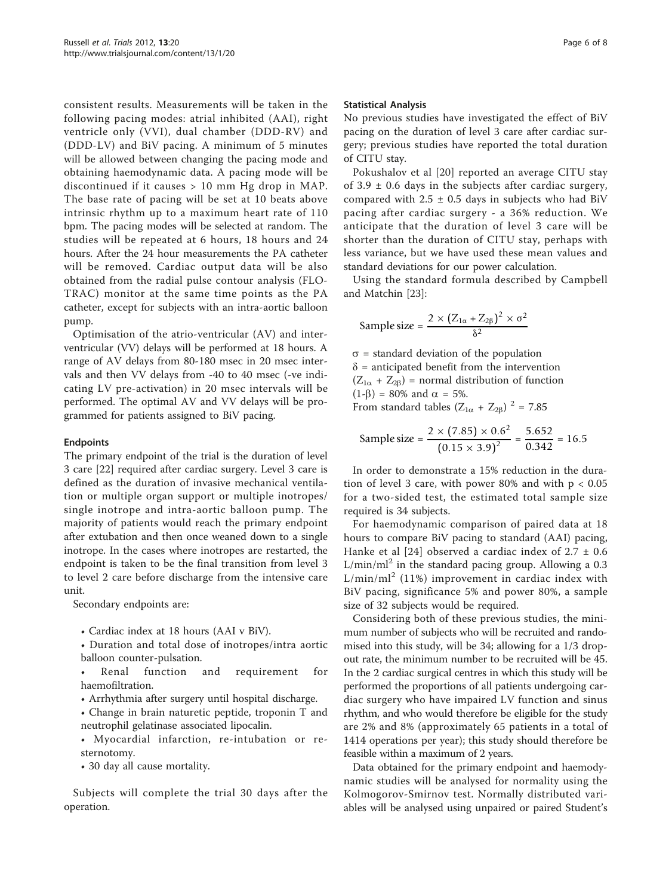consistent results. Measurements will be taken in the following pacing modes: atrial inhibited (AAI), right ventricle only (VVI), dual chamber (DDD-RV) and (DDD-LV) and BiV pacing. A minimum of 5 minutes will be allowed between changing the pacing mode and obtaining haemodynamic data. A pacing mode will be discontinued if it causes > 10 mm Hg drop in MAP. The base rate of pacing will be set at 10 beats above intrinsic rhythm up to a maximum heart rate of 110 bpm. The pacing modes will be selected at random. The studies will be repeated at 6 hours, 18 hours and 24 hours. After the 24 hour measurements the PA catheter will be removed. Cardiac output data will be also obtained from the radial pulse contour analysis (FLOTRAC) monitor at the same time points as the PA catheter, except for subjects with an intra-aortic balloon pump.

Optimisation of the atrio-ventricular (AV) and interventricular (VV) delays will be performed at 18 hours. A range of AV delays from 80-180 msec in 20 msec intervals and then VV delays from -40 to 40 msec (-ve indicating LV pre-activation) in 20 msec intervals will be performed. The optimal AV and VV delays will be programmed for patients assigned to BiV pacing.

### Endpoints

The primary endpoint of the trial is the duration of level 3 care [22] required after cardiac surgery. Level 3 care is defined as the duration of invasive mechanical ventilation or multiple organ support or multiple inotropes/single inotrope and intra-aortic balloon pump. The majority of patients would reach the primary endpoint after extubation and then once weaned down to a single inotrope. In the cases where inotropes are restarted, the endpoint is taken to be the final transition from level 3 to level 2 care before discharge from the intensive care unit.

Secondary endpoints are:

- Cardiac index at 18 hours (AAI v BiV).
- Duration and total dose of inotropes/intra aortic balloon counter-pulsation.
- Renal function and requirement for haemofiltration.
- Arrhythmia after surgery until hospital discharge.
- Change in brain naturetic peptide, troponin T and neutrophil gelatinase associated lipocalin.
- Myocardial infarction, re-intubation or re-sternotomy.
- 30 day all cause mortality.

Subjects will complete the trial 30 days after the operation.

### Statistical Analysis

No previous studies have investigated the effect of BiV pacing on the duration of level 3 care after cardiac surgery; previous studies have reported the total duration of CITU stay.

Pokushalov et al [20] reported an average CITU stay of 3.9 ± 0.6 days in the subjects after cardiac surgery, compared with 2.5 ± 0.5 days in subjects who had BiV pacing after cardiac surgery - a 36% reduction. We anticipate that the duration of level 3 care will be shorter than the duration of CITU stay, perhaps with less variance, but we have used these mean values and standard deviations for our power calculation.

Using the standard formula described by Campbell and Matchin [23]:

$$\text{Sample size} = \frac{2 \times (Z_{1\alpha} + Z_{2\beta})^2 \times \sigma^2}{\delta^2}$$

$\sigma$ = standard deviation of the population
$\delta$ = anticipated benefit from the intervention
$(Z_{1\alpha} + Z_{2\beta})$ = normal distribution of function
$(1-\beta)$ = 80% and $\alpha$ = 5%.
From standard tables $(Z_{1\alpha} + Z_{2\beta})^2 = 7.85$

$$\text{Sample size} = \frac{2 \times (7.85) \times 0.6^2}{(0.15 \times 3.9)^2} = \frac{5.652}{0.342} = 16.5$$

In order to demonstrate a 15% reduction in the duration of level 3 care, with power 80% and with $p < 0.05$ for a two-sided test, the estimated total sample size required is 34 subjects.

For haemodynamic comparison of paired data at 18 hours to compare BiV pacing to standard (AAI) pacing, Hanke et al [24] observed a cardiac index of 2.7 ± 0.6 $L/min/ml^2$ in the standard pacing group. Allowing a 0.3 $L/min/ml^2$ (11%) improvement in cardiac index with BiV pacing, significance 5% and power 80%, a sample size of 32 subjects would be required.

Considering both of these previous studies, the minimum number of subjects who will be recruited and randomised into this study, will be 34; allowing for a 1/3 dropout rate, the minimum number to be recruited will be 45. In the 2 cardiac surgical centres in which this study will be performed the proportions of all patients undergoing cardiac surgery who have impaired LV function and sinus rhythm, and who would therefore be eligible for the study are 2% and 8% (approximately 65 patients in a total of 1414 operations per year); this study should therefore be feasible within a maximum of 2 years.

Data obtained for the primary endpoint and haemodynamic studies will be analysed for normality using the Kolmogorov-Smirnov test. Normally distributed variables will be analysed using unpaired or paired Student's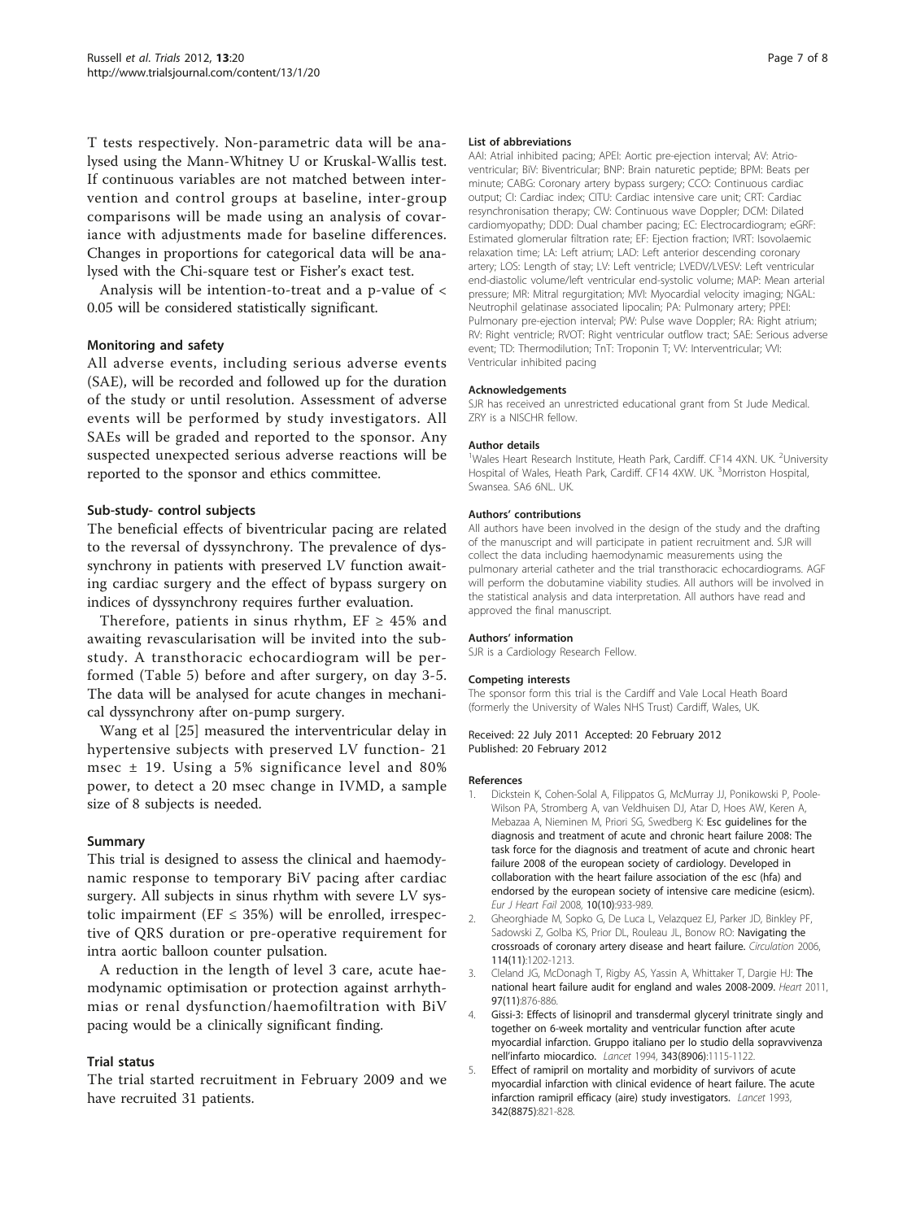T tests respectively. Non-parametric data will be analysed using the Mann-Whitney U or Kruskal-Wallis test. If continuous variables are not matched between intervention and control groups at baseline, inter-group comparisons will be made using an analysis of covariance with adjustments made for baseline differences. Changes in proportions for categorical data will be analysed with the Chi-square test or Fisher's exact test.

Analysis will be intention-to-treat and a p-value of $< 0.05$ will be considered statistically significant.

### Monitoring and safety

All adverse events, including serious adverse events (SAE), will be recorded and followed up for the duration of the study or until resolution. Assessment of adverse events will be performed by study investigators. All SAEs will be graded and reported to the sponsor. Any suspected unexpected serious adverse reactions will be reported to the sponsor and ethics committee.

### Sub-study- control subjects

The beneficial effects of biventricular pacing are related to the reversal of dyssynchrony. The prevalence of dyssynchrony in patients with preserved LV function awaiting cardiac surgery and the effect of bypass surgery on indices of dyssynchrony requires further evaluation.

Therefore, patients in sinus rhythm, EF $\geq$ 45% and awaiting revascularisation will be invited into the sub-study. A transthoracic echocardiogram will be performed (Table 5) before and after surgery, on day 3-5. The data will be analysed for acute changes in mechanical dyssynchrony after on-pump surgery.

Wang et al [25] measured the interventricular delay in hypertensive subjects with preserved LV function- 21 msec $\pm$ 19. Using a 5% significance level and 80% power, to detect a 20 msec change in IVMD, a sample size of 8 subjects is needed.

### Summary

This trial is designed to assess the clinical and haemodynamic response to temporary BiV pacing after cardiac surgery. All subjects in sinus rhythm with severe LV systolic impairment (EF $\leq$ 35%) will be enrolled, irrespective of QRS duration or pre-operative requirement for intra aortic balloon counter pulsation.

A reduction in the length of level 3 care, acute haemodynamic optimisation or protection against arrhythmias or renal dysfunction/haemofiltration with BiV pacing would be a clinically significant finding.

### Trial status

The trial started recruitment in February 2009 and we have recruited 31 patients.

#### List of abbreviations

AAI: Atrial inhibited pacing; APEI: Aortic pre-ejection interval; AV: Atrio-ventricular; BiV: Biventricular; BNP: Brain naturetic peptide; BPM: Beats per minute; CABG: Coronary artery bypass surgery; CCO: Continuous cardiac output; CI: Cardiac index; CITU: Cardiac intensive care unit; CRT: Cardiac resynchronisation therapy; CW: Continuous wave Doppler; DCM: Dilated cardiomyopathy; DDD: Dual chamber pacing; EC: Electrocardiogram; eGRF: Estimated glomerular filtration rate; EF: Ejection fraction; IVRT: Isovolaemic relaxation time; LA: Left atrium; LAD: Left anterior descending coronary artery; LOS: Length of stay; LV: Left ventricle; LVEDV/LVESV: Left ventricular end-diastolic volume/left ventricular end-systolic volume; MAP: Mean arterial pressure; MR: Mitral regurgitation; MVI: Myocardial velocity imaging; NGAL: Neutrophil gelatinase associated lipocalin; PA: Pulmonary artery; PPEI: Pulmonary pre-ejection interval; PW: Pulse wave Doppler; RA: Right atrium; RV: Right ventricle; RVOT: Right ventricular outflow tract; SAE: Serious adverse event; TD: Thermodilution; TnT: Troponin T; VV: Interventricular; VVI: Ventricular inhibited pacing

#### Acknowledgements

SJR has received an unrestricted educational grant from St Jude Medical. ZRY is a NISCHR fellow.

#### Author details

[1]Wales Heart Research Institute, Heath Park, Cardiff. CF14 4XN. UK. [2]University Hospital of Wales, Heath Park, Cardiff. CF14 4XW. UK. [3]Morriston Hospital, Swansea. SA6 6NL. UK.

#### Authors' contributions

All authors have been involved in the design of the study and the drafting of the manuscript and will participate in patient recruitment and. SJR will collect the data including haemodynamic measurements using the pulmonary arterial catheter and the trial transthoracic echocardiograms. AGF will perform the dobutamine viability studies. All authors will be involved in the statistical analysis and data interpretation. All authors have read and approved the final manuscript.

#### Authors' information

SJR is a Cardiology Research Fellow.

#### Competing interests

The sponsor form this trial is the Cardiff and Vale Local Heath Board (formerly the University of Wales NHS Trust) Cardiff, Wales, UK.

Received: 22 July 2011 Accepted: 20 February 2012
Published: 20 February 2012

#### References

1. Dickstein K, Cohen-Solal A, Filippatos G, McMurray JJ, Ponikowski P, Poole-Wilson PA, Stromberg A, van Veldhuisen DJ, Atar D, Hoes AW, Keren A, Mebazaa A, Nieminen M, Priori SG, Swedberg K: **Esc guidelines for the diagnosis and treatment of acute and chronic heart failure 2008: The task force for the diagnosis and treatment of acute and chronic heart failure 2008 of the european society of cardiology. Developed in collaboration with the heart failure association of the esc (hfa) and endorsed by the european society of intensive care medicine (esicm).** *Eur J Heart Fail* 2008, **10(10)**:933-989.
2. Gheorghiade M, Sopko G, De Luca L, Velazquez EJ, Parker JD, Binkley PF, Sadowski Z, Golba KS, Prior DL, Rouleau JL, Bonow RO: **Navigating the crossroads of coronary artery disease and heart failure.** *Circulation* 2006, **114(11)**:1202-1213.
3. Cleland JG, McDonagh T, Rigby AS, Yassin A, Whittaker T, Dargie HJ: **The national heart failure audit for england and wales 2008-2009.** *Heart* 2011, **97(11)**:876-886.
4. Gissi-3: **Effects of lisinopril and transdermal glyceryl trinitrate singly and together on 6-week mortality and ventricular function after acute myocardial infarction. Gruppo italiano per lo studio della sopravvivenza nell'infarto miocardico.** *Lancet* 1994, **343(8906)**:1115-1122.
5. **Effect of ramipril on mortality and morbidity of survivors of acute myocardial infarction with clinical evidence of heart failure. The acute infarction ramipril efficacy (aire) study investigators.** *Lancet* 1993, **342(8875)**:821-828.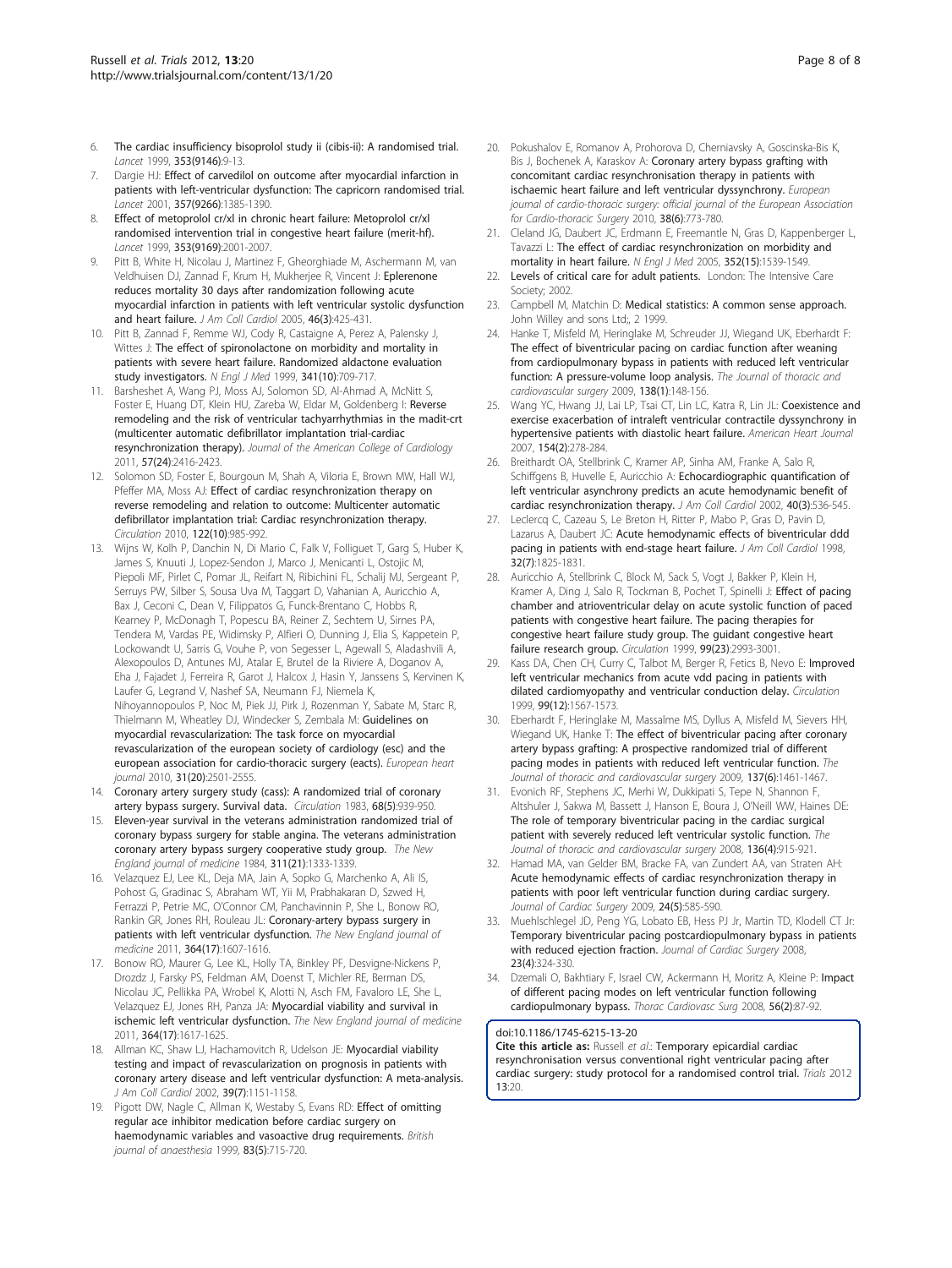6. The cardiac insufficiency bisoprolol study ii (cibis-ii): A randomised trial. *Lancet* 1999, 353(9146):9-13.
7. Dargie HJ: Effect of carvedilol on outcome after myocardial infarction in patients with left-ventricular dysfunction: The capricorn randomised trial. *Lancet* 2001, 357(9266):1385-1390.
8. Effect of metoprolol cr/xl in chronic heart failure: Metoprolol cr/xl randomised intervention trial in congestive heart failure (merit-hf). *Lancet* 1999, 353(9169):2001-2007.
9. Pitt B, White H, Nicolau J, Martinez F, Gheorghiade M, Aschermann M, van Veldhuisen DJ, Zannad F, Krum H, Mukherjee R, Vincent J: Eplerenone reduces mortality 30 days after randomization following acute myocardial infarction in patients with left ventricular systolic dysfunction and heart failure. *J Am Coll Cardiol* 2005, 46(3):425-431.
10. Pitt B, Zannad F, Remme WJ, Cody R, Castaigne A, Perez A, Palensky J, Wittes J: The effect of spironolactone on morbidity and mortality in patients with severe heart failure. Randomized aldactone evaluation study investigators. *N Engl J Med* 1999, 341(10):709-717.
11. Barsheshet A, Wang PJ, Moss AJ, Solomon SD, Al-Ahmad A, McNitt S, Foster E, Huang DT, Klein HU, Zareba W, Eldar M, Goldenberg I: Reverse remodeling and the risk of ventricular tachyarrhythmias in the madit-crt (multicenter automatic defibrillator implantation trial-cardiac resynchronization therapy). *Journal of the American College of Cardiology* 2011, 57(24):2416-2423.
12. Solomon SD, Foster E, Bourgoun M, Shah A, Viloria E, Brown MW, Hall WJ, Pfeffer MA, Moss AJ: Effect of cardiac resynchronization therapy on reverse remodeling and relation to outcome: Multicenter automatic defibrillator implantation trial: Cardiac resynchronization therapy. *Circulation* 2010, 122(10):985-992.
13. Wijns W, Kolh P, Danchin N, Di Mario C, Falk V, Folliguet T, Garg S, Huber K, James S, Knuuti J, Lopez-Sendon J, Marco J, Menicanti L, Ostojic M, Piepoli MF, Pirlet C, Pomar JL, Reifart N, Ribichini FL, Schalij MJ, Sergeant P, Serruys PW, Silber S, Sousa Uva M, Taggart D, Vahanian A, Auricchio A, Bax J, Ceconi C, Dean V, Filippatos G, Funck-Brentano C, Hobbs R, Kearney P, McDonagh T, Popescu BA, Reiner Z, Sechtem U, Sirnes PA, Tendera M, Vardas PE, Widimsky P, Alfieri O, Dunning J, Elia S, Kappetein P, Lockowandt U, Sarris G, Vouhe P, von Segesser L, Agewall S, Aladashvili A, Alexopoulos D, Antunes MJ, Atalar E, Brutel de la Riviere A, Doganov A, Eha J, Fajadet J, Ferreira R, Garot J, Halcox J, Hasin Y, Janssens S, Kervinen K, Laufer G, Legrand V, Nashef SA, Neumann FJ, Niemela K, Nihoyannopoulos P, Noc M, Piek JJ, Pirk J, Rozenman Y, Sabate M, Starc R, Thielmann M, Wheatley DJ, Windecker S, Zembala M: Guidelines on myocardial revascularization: The task force on myocardial revascularization of the european society of cardiology (esc) and the european association for cardio-thoracic surgery (eacts). *European heart journal* 2010, 31(20):2501-2555.
14. Coronary artery surgery study (cass): A randomized trial of coronary artery bypass surgery. Survival data. *Circulation* 1983, 68(5):939-950.
15. Eleven-year survival in the veterans administration randomized trial of coronary bypass surgery for stable angina. The veterans administration coronary artery bypass surgery cooperative study group. *The New England journal of medicine* 1984, 311(21):1333-1339.
16. Velazquez EJ, Lee KL, Deja MA, Jain A, Sopko G, Marchenko A, Ali IS, Pohost G, Gradinac S, Abraham WT, Yii M, Prabhakaran D, Szwed H, Ferrazzi P, Petrie MC, O'Connor CM, Panchavinnin P, She L, Bonow RO, Rankin GR, Jones RH, Rouleau JL: Coronary-artery bypass surgery in patients with left ventricular dysfunction. *The New England journal of medicine* 2011, 364(17):1607-1616.
17. Bonow RO, Maurer G, Lee KL, Holly TA, Binkley PF, Desvigne-Nickens P, Drozdz J, Farsky PS, Feldman AM, Doenst T, Michler RE, Berman DS, Nicolau JC, Pellikka PA, Wrobel K, Alotti N, Asch FM, Favaloro LE, She L, Velazquez EJ, Jones RH, Panza JA: Myocardial viability and survival in ischemic left ventricular dysfunction. *The New England journal of medicine* 2011, 364(17):1617-1625.
18. Allman KC, Shaw LJ, Hachamovitch R, Udelson JE: Myocardial viability testing and impact of revascularization on prognosis in patients with coronary artery disease and left ventricular dysfunction: A meta-analysis. *J Am Coll Cardiol* 2002, 39(7):1151-1158.
19. Pigott DW, Nagle C, Allman K, Westaby S, Evans RD: Effect of omitting regular ace inhibitor medication before cardiac surgery on haemodynamic variables and vasoactive drug requirements. *British journal of anaesthesia* 1999, 83(5):715-720.
20. Pokushalov E, Romanov A, Prohorova D, Cherniavsky A, Goscinska-Bis K, Bis J, Bochenek A, Karaskov A: Coronary artery bypass grafting with concomitant cardiac resynchronisation therapy in patients with ischaemic heart failure and left ventricular dyssynchrony. *European journal of cardio-thoracic surgery: official journal of the European Association for Cardio-thoracic Surgery* 2010, 38(6):773-780.
21. Cleland JG, Daubert JC, Erdmann E, Freemantle N, Gras D, Kappenberger L, Tavazzi L: The effect of cardiac resynchronization on morbidity and mortality in heart failure. *N Engl J Med* 2005, 352(15):1539-1549.
22. Levels of critical care for adult patients. London: The Intensive Care Society; 2002.
23. Campbell M, Matchin D: Medical statistics: A common sense approach. John Willey and sons Ltd;, 2 1999.
24. Hanke T, Misfeld M, Heringlake M, Schreuder JJ, Wiegand UK, Eberhardt F: The effect of biventricular pacing on cardiac function after weaning from cardiopulmonary bypass in patients with reduced left ventricular function: A pressure-volume loop analysis. *The Journal of thoracic and cardiovascular surgery* 2009, 138(1):148-156.
25. Wang YC, Hwang JJ, Lai LP, Tsai CT, Lin LC, Katra R, Lin JL: Coexistence and exercise exacerbation of intraleft ventricular contractile dyssynchrony in hypertensive patients with diastolic heart failure. *American Heart Journal* 2007, 154(2):278-284.
26. Breithardt OA, Stellbrink C, Kramer AP, Sinha AM, Franke A, Salo R, Schiffgens B, Huvelle E, Auricchio A: Echocardiographic quantification of left ventricular asynchrony predicts an acute hemodynamic benefit of cardiac resynchronization therapy. *J Am Coll Cardiol* 2002, 40(3):536-545.
27. Leclercq C, Cazeau S, Le Breton H, Ritter P, Mabo P, Gras D, Pavin D, Lazarus A, Daubert JC: Acute hemodynamic effects of biventricular ddd pacing in patients with end-stage heart failure. *J Am Coll Cardiol* 1998, 32(7):1825-1831.
28. Auricchio A, Stellbrink C, Block M, Sack S, Vogt J, Bakker P, Klein H, Kramer A, Ding J, Salo R, Tockman B, Pochet T, Spinelli J: Effect of pacing chamber and atrioventricular delay on acute systolic function of paced patients with congestive heart failure. The pacing therapies for congestive heart failure study group. The guidant congestive heart failure research group. *Circulation* 1999, 99(23):2993-3001.
29. Kass DA, Chen CH, Curry C, Talbot M, Berger R, Fetics B, Nevo E: Improved left ventricular mechanics from acute vdd pacing in patients with dilated cardiomyopathy and ventricular conduction delay. *Circulation* 1999, 99(12):1567-1573.
30. Eberhardt F, Heringlake M, Massalme MS, Dyllus A, Misfeld M, Sievers HH, Wiegand UK, Hanke T: The effect of biventricular pacing after coronary artery bypass grafting: A prospective randomized trial of different pacing modes in patients with reduced left ventricular function. *The Journal of thoracic and cardiovascular surgery* 2009, 137(6):1461-1467.
31. Evonich RF, Stephens JC, Merhi W, Dukkipati S, Tepe N, Shannon F, Altshuler J, Sakwa M, Bassett J, Hanson E, Boura J, O'Neill WW, Haines DE: The role of temporary biventricular pacing in the cardiac surgical patient with severely reduced left ventricular systolic function. *The Journal of thoracic and cardiovascular surgery* 2008, 136(4):915-921.
32. Hamad MA, van Gelder BM, Bracke FA, van Zundert AA, van Straten AH: Acute hemodynamic effects of cardiac resynchronization therapy in patients with poor left ventricular function during cardiac surgery. *Journal of Cardiac Surgery* 2009, 24(5):585-590.
33. Muehlschlegel JD, Peng YG, Lobato EB, Hess PJ Jr, Martin TD, Klodell CT Jr: Temporary biventricular pacing postcardiopulmonary bypass in patients with reduced ejection fraction. *Journal of Cardiac Surgery* 2008, 23(4):324-330.
34. Dzemali O, Bakhtiary F, Israel CW, Ackermann H, Moritz A, Kleine P: Impact of different pacing modes on left ventricular function following cardiopulmonary bypass. *Thorac Cardiovasc Surg* 2008, 56(2):87-92.

doi:10.1186/1745-6215-13-20

**Cite this article as:** Russell *et al.*: Temporary epicardial cardiac resynchronisation versus conventional right ventricular pacing after cardiac surgery: study protocol for a randomised control trial. *Trials* 2012 13:20.